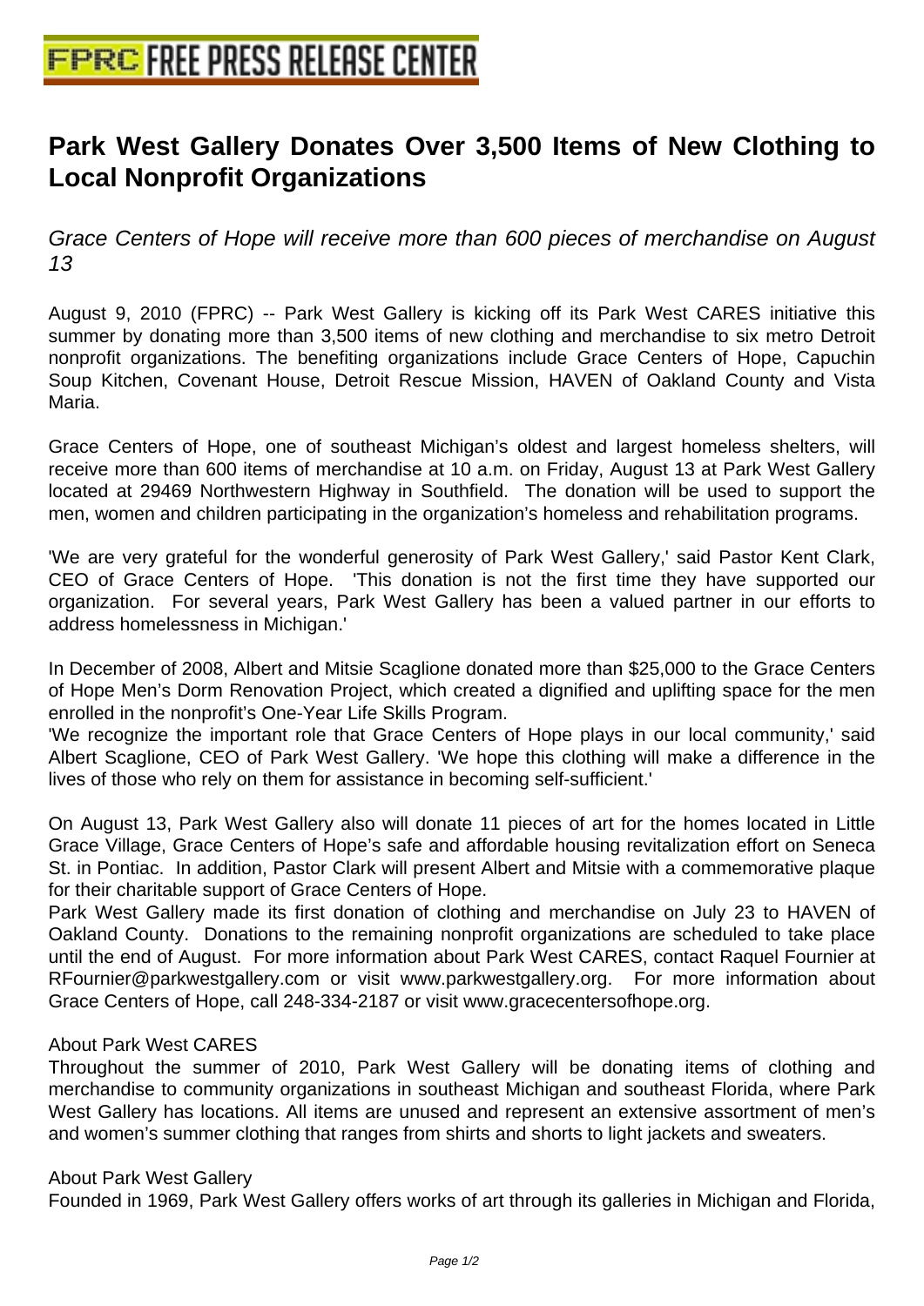# Park West Gallery Donates Over 3,500 Items of New Clothing to Local Nonprofit Organizations

*Grace Centers of Hope will receive more than 600 pieces of merchandise on August 13*

August 9, 2010 (FPRC) -- Park West Gallery is kicking off its Park West CARES initiative this summer by donating more than 3,500 items of new clothing and merchandise to six metro Detroit nonprofit organizations. The benefiting organizations include Grace Centers of Hope, Capuchin Soup Kitchen, Covenant House, Detroit Rescue Mission, HAVEN of Oakland County and Vista Maria.

Grace Centers of Hope, one of southeast Michigan's oldest and largest homeless shelters, will receive more than 600 items of merchandise at 10 a.m. on Friday, August 13 at Park West Gallery located at 29469 Northwestern Highway in Southfield. The donation will be used to support the men, women and children participating in the organization's homeless and rehabilitation programs.

'We are very grateful for the wonderful generosity of Park West Gallery,' said Pastor Kent Clark, CEO of Grace Centers of Hope. 'This donation is not the first time they have supported our organization. For several years, Park West Gallery has been a valued partner in our efforts to address homelessness in Michigan.'

In December of 2008, Albert and Mitsie Scaglione donated more than $25,000 to the Grace Centers of Hope Men's Dorm Renovation Project, which created a dignified and uplifting space for the men enrolled in the nonprofit's One-Year Life Skills Program.
'We recognize the important role that Grace Centers of Hope plays in our local community,' said Albert Scaglione, CEO of Park West Gallery. 'We hope this clothing will make a difference in the lives of those who rely on them for assistance in becoming self-sufficient.'

On August 13, Park West Gallery also will donate 11 pieces of art for the homes located in Little Grace Village, Grace Centers of Hope's safe and affordable housing revitalization effort on Seneca St. in Pontiac. In addition, Pastor Clark will present Albert and Mitsie with a commemorative plaque for their charitable support of Grace Centers of Hope.
Park West Gallery made its first donation of clothing and merchandise on July 23 to HAVEN of Oakland County. Donations to the remaining nonprofit organizations are scheduled to take place until the end of August. For more information about Park West CARES, contact Raquel Fournier at RFournier@parkwestgallery.com or visit www.parkwestgallery.org. For more information about Grace Centers of Hope, call 248-334-2187 or visit www.gracecentersofhope.org.

About Park West CARES
Throughout the summer of 2010, Park West Gallery will be donating items of clothing and merchandise to community organizations in southeast Michigan and southeast Florida, where Park West Gallery has locations. All items are unused and represent an extensive assortment of men's and women's summer clothing that ranges from shirts and shorts to light jackets and sweaters.

About Park West Gallery
Founded in 1969, Park West Gallery offers works of art through its galleries in Michigan and Florida,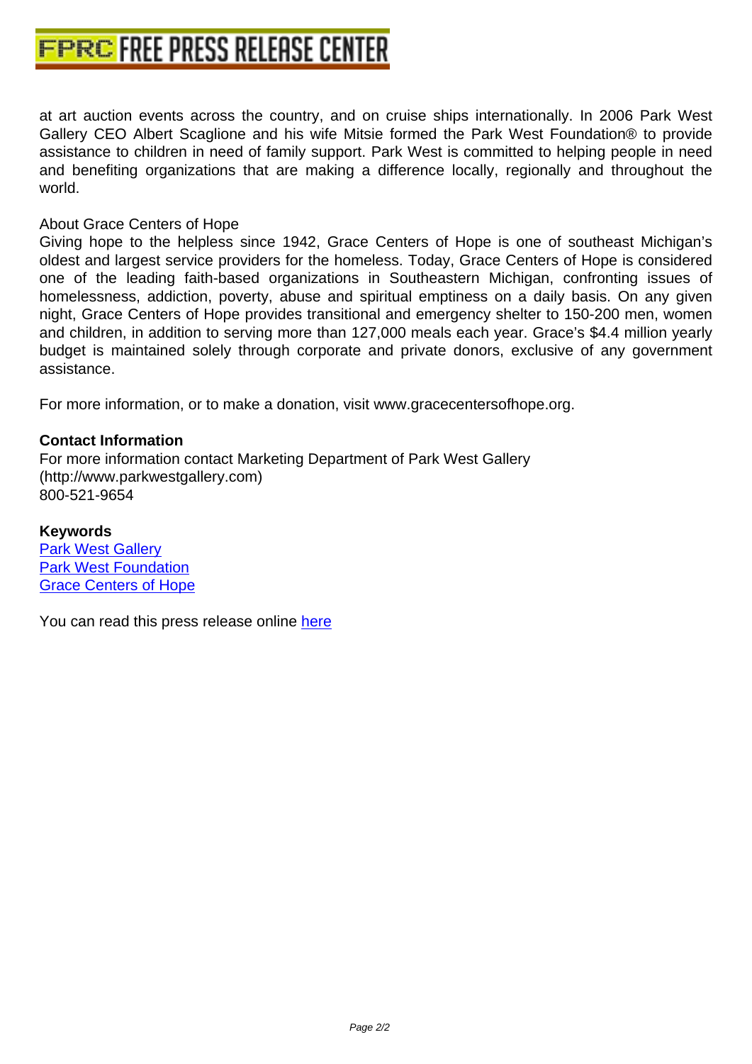at art auction events across the country, and on cruise ships internationally. In 2006 Park West Gallery CEO Albert Scaglione and his wife Mitsie formed the Park West Foundation® to provide assistance to children in need of family support. Park West is committed to helping people in need and benefiting organizations that are making a difference locally, regionally and throughout the world.

About Grace Centers of Hope
Giving hope to the helpless since 1942, Grace Centers of Hope is one of southeast Michigan's oldest and largest service providers for the homeless. Today, Grace Centers of Hope is considered one of the leading faith-based organizations in Southeastern Michigan, confronting issues of homelessness, addiction, poverty, abuse and spiritual emptiness on a daily basis. On any given night, Grace Centers of Hope provides transitional and emergency shelter to 150-200 men, women and children, in addition to serving more than 127,000 meals each year. Grace's $4.4 million yearly budget is maintained solely through corporate and private donors, exclusive of any government assistance.

For more information, or to make a donation, visit www.gracecentersofhope.org.

**Contact Information**
For more information contact Marketing Department of Park West Gallery (http://www.parkwestgallery.com)
800-521-9654

**Keywords**
Park West Gallery
Park West Foundation
Grace Centers of Hope

You can read this press release online here